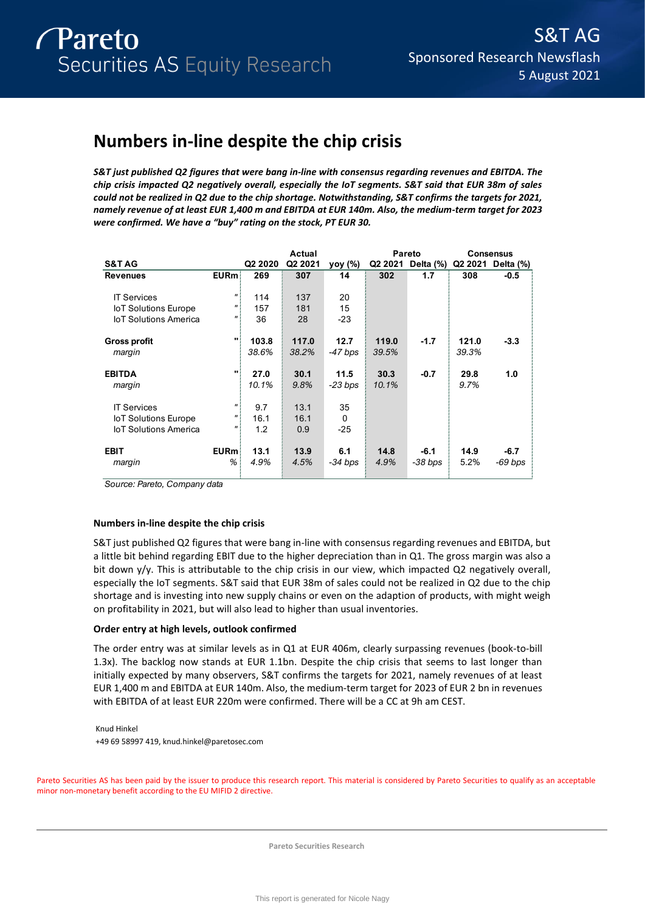Pareto Securities AS Equity Research

S&T AG
Sponsored Research Newsflash
5 August 2021

# Numbers in-line despite the chip crisis

***S&T just published Q2 figures that were bang in-line with consensus regarding revenues and EBITDA. The chip crisis impacted Q2 negatively overall, especially the IoT segments. S&T said that EUR 38m of sales could not be realized in Q2 due to the chip shortage. Notwithstanding, S&T confirms the targets for 2021, namely revenue of at least EUR 1,400 m and EBITDA at EUR 140m. Also, the medium-term target for 2023 were confirmed. We have a "buy" rating on the stock, PT EUR 30.***

| S&T AG | | Q2 2020 | Actual Q2 2021 | yoy (%) | Pareto Q2 2021 | Delta (%) | Consensus Q2 2021 | Delta (%) |
|---|---|---|---|---|---|---|---|---|
| **Revenues** | **EURm** | **269** | **307** | **14** | **302** | **1.7** | **308** | **-0.5** |
| IT Services | " | 114 | 137 | 20 | | | | |
| IoT Solutions Europe | " | 157 | 181 | 15 | | | | |
| IoT Solutions America | " | 36 | 28 | -23 | | | | |
| **Gross profit** | **"** | **103.8** | **117.0** | **12.7** | **119.0** | **-1.7** | **121.0** | **-3.3** |
| *margin* | | *38.6%* | *38.2%* | *-47 bps* | *39.5%* | | *39.3%* | |
| **EBITDA** | **"** | **27.0** | **30.1** | **11.5** | **30.3** | **-0.7** | **29.8** | **1.0** |
| *margin* | | *10.1%* | *9.8%* | *-23 bps* | *10.1%* | | *9.7%* | |
| IT Services | " | 9.7 | 13.1 | 35 | | | | |
| IoT Solutions Europe | " | 16.1 | 16.1 | 0 | | | | |
| IoT Solutions America | " | 1.2 | 0.9 | -25 | | | | |
| **EBIT** | **EURm** | **13.1** | **13.9** | **6.1** | **14.8** | **-6.1** | **14.9** | **-6.7** |
| *margin* | *%* | *4.9%* | *4.5%* | *-34 bps* | *4.9%* | *-38 bps* | 5.2% | *-69 bps* |

*Source: Pareto, Company data*

### Numbers in-line despite the chip crisis

S&T just published Q2 figures that were bang in-line with consensus regarding revenues and EBITDA, but a little bit behind regarding EBIT due to the higher depreciation than in Q1. The gross margin was also a bit down y/y. This is attributable to the chip crisis in our view, which impacted Q2 negatively overall, especially the IoT segments. S&T said that EUR 38m of sales could not be realized in Q2 due to the chip shortage and is investing into new supply chains or even on the adaption of products, with might weigh on profitability in 2021, but will also lead to higher than usual inventories.

### Order entry at high levels, outlook confirmed

The order entry was at similar levels as in Q1 at EUR 406m, clearly surpassing revenues (book-to-bill 1.3x). The backlog now stands at EUR 1.1bn. Despite the chip crisis that seems to last longer than initially expected by many observers, S&T confirms the targets for 2021, namely revenues of at least EUR 1,400 m and EBITDA at EUR 140m. Also, the medium-term target for 2023 of EUR 2 bn in revenues with EBITDA of at least EUR 220m were confirmed. There will be a CC at 9h am CEST.

Knud Hinkel
+49 69 58997 419, knud.hinkel@paretosec.com

Pareto Securities AS has been paid by the issuer to produce this research report. This material is considered by Pareto Securities to qualify as an acceptable minor non-monetary benefit according to the EU MIFID 2 directive.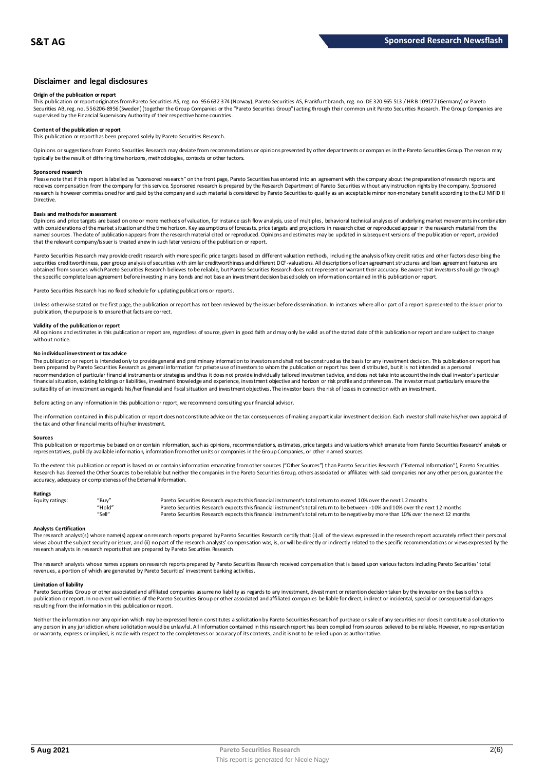## Disclaimer and legal disclosures

**Origin of the publication or report**

This publication or report originates from Pareto Securities AS, reg. no. 956 632 374 (Norway), Pareto Securities AS, Frankfurt branch, reg. no. DE 320 965 513 / HR B 109177 (Germany) or Pareto Securities AB, reg. no. 556206-8956 (Sweden) (together the Group Companies or the "Pareto Securities Group") acting through their common unit Pareto Securities Research. The Group Companies are supervised by the Financial Supervisory Authority of their respective home countries.

**Content of the publication or report**

This publication or report has been prepared solely by Pareto Securities Research.

Opinions or suggestions from Pareto Securities Research may deviate from recommendations or opinions presented by other departments or companies in the Pareto Securities Group. The reason may typically be the result of differing time horizons, methodologies, contexts or other factors.

**Sponsored research**

Please note that if this report is labelled as "sponsored research" on the front page, Pareto Securities has entered into an agreement with the company about the preparation of research reports and receives compensation from the company for this service. Sponsored research is prepared by the Research Department of Pareto Securities without any instruction rights by the company. Sponsored research is however commissioned for and paid by the company and such material is considered by Pareto Securities to qualify as an acceptable minor non-monetary benefit according to the EU MiFID II Directive.

**Basis and methods for assessment**

Opinions and price targets are based on one or more methods of valuation, for instance cash flow analysis, use of multiples, behavioral technical analyses of underlying market movements in combination with considerations of the market situation and the time horizon. Key assumptions of forecasts, price targets and projections in research cited or reproduced appear in the research material from the named sources. The date of publication appears from the research material cited or reproduced. Opinions and estimates may be updated in subsequent versions of the publication or report, provided that the relevant company/issuer is treated anew in such later versions of the publication or report.

Pareto Securities Research may provide credit research with more specific price targets based on different valuation methods, including the analysis of key credit ratios and other factors describing the securities creditworthiness, peer group analysis of securities with similar creditworthiness and different DCF-valuations. All descriptions of loan agreement structures and loan agreement features are obtained from sources which Pareto Securities Research believes to be reliable, but Pareto Securities Research does not represent or warrant their accuracy. Be aware that investors should go through the specific complete loan agreement before investing in any bonds and not base an investment decision based solely on information contained in this publication or report.

Pareto Securities Research has no fixed schedule for updating publications or reports.

Unless otherwise stated on the first page, the publication or report has not been reviewed by the issuer before dissemination. In instances where all or part of a report is presented to the issuer prior to publication, the purpose is to ensure that facts are correct.

**Validity of the publication or report**

All opinions and estimates in this publication or report are, regardless of source, given in good faith and may only be valid as of the stated date of this publication or report and are subject to change without notice.

**No individual investment or tax advice**

The publication or report is intended only to provide general and preliminary information to investors and shall not be construed as the basis for any investment decision. This publication or report has been prepared by Pareto Securities Research as general information for private use of investors to whom the publication or report has been distributed, but it is not intended as a personal recommendation of particular financial instruments or strategies and thus it does not provide individually tailored investment advice, and does not take into account the individual investor's particular financial situation, existing holdings or liabilities, investment knowledge and experience, investment objective and horizon or risk profile and preferences. The investor must particularly ensure the suitability of an investment as regards his/her financial and fiscal situation and investment objectives. The investor bears the risk of losses in connection with an investment.

Before acting on any information in this publication or report, we recommend consulting your financial advisor.

The information contained in this publication or report does not constitute advice on the tax consequences of making any particular investment decision. Each investor shall make his/her own appraisal of the tax and other financial merits of his/her investment.

**Sources**

This publication or report may be based on or contain information, such as opinions, recommendations, estimates, price targets and valuations which emanate from Pareto Securities Research' analysts or representatives, publicly available information, information from other units or companies in the Group Companies, or other named sources.

To the extent this publication or report is based on or contains information emanating from other sources ("Other Sources") than Pareto Securities Research ("External Information"), Pareto Securities Research has deemed the Other Sources to be reliable but neither the companies in the Pareto Securities Group, others associated or affiliated with said companies nor any other person, guarantee the accuracy, adequacy or completeness of the External Information.

**Ratings**

| Equity ratings: | "Buy" | Pareto Securities Research expects this financial instrument's total return to exceed 10% over the next 12 months |
|---|---|---|
| | "Hold" | Pareto Securities Research expects this financial instrument's total return to be between -10% and 10% over the next 12 months |
| | "Sell" | Pareto Securities Research expects this financial instrument's total return to be negative by more than 10% over the next 12 months |

**Analysts Certification**

The research analyst(s) whose name(s) appear on research reports prepared by Pareto Securities Research certify that: (i) all of the views expressed in the research report accurately reflect their personal views about the subject security or issuer, and (ii) no part of the research analysts' compensation was, is, or will be directly or indirectly related to the specific recommendations or views expressed by the research analysts in research reports that are prepared by Pareto Securities Research.

The research analysts whose names appears on research reports prepared by Pareto Securities Research received compensation that is based upon various factors including Pareto Securities' total revenues, a portion of which are generated by Pareto Securities' investment banking activities.

**Limitation of liability**

Pareto Securities Group or other associated and affiliated companies assume no liability as regards to any investment, divestment or retention decision taken by the investor on the basis of this publication or report. In no event will entities of the Pareto Securities Group or other associated and affiliated companies be liable for direct, indirect or incidental, special or consequential damages resulting from the information in this publication or report.

Neither the information nor any opinion which may be expressed herein constitutes a solicitation by Pareto Securities Research of purchase or sale of any securities nor does it constitute a solicitation to any person in any jurisdiction where solicitation would be unlawful. All information contained in this research report has been compiled from sources believed to be reliable. However, no representation or warranty, express or implied, is made with respect to the completeness or accuracy of its contents, and it is not to be relied upon as authoritative.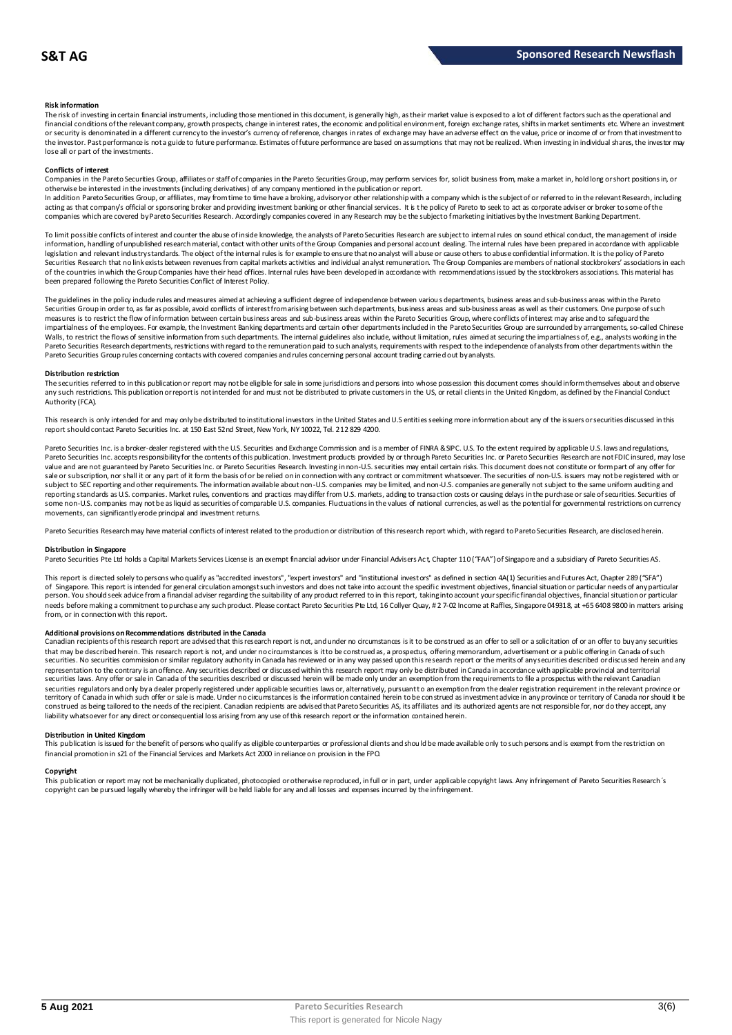**Risk information**

The risk of investing in certain financial instruments, including those mentioned in this document, is generally high, as their market value is exposed to a lot of different factors such as the operational and financial conditions of the relevant company, growth prospects, change in interest rates, the economic and political environment, foreign exchange rates, shifts in market sentiments etc. Where an investment or security is denominated in a different currency to the investor's currency of reference, changes in rates of exchange may have an adverse effect on the value, price or income of or from that investment to the investor. Past performance is not a guide to future performance. Estimates of future performance are based on assumptions that may not be realized. When investing in individual shares, the investor may lose all or part of the investments.

**Conflicts of interest**

Companies in the Pareto Securities Group, affiliates or staff of companies in the Pareto Securities Group, may perform services for, solicit business from, make a market in, hold long or short positions in, or otherwise be interested in the investments (including derivatives) of any company mentioned in the publication or report.

In addition Pareto Securities Group, or affiliates, may from time to time have a broking, advisory or other relationship with a company which is the subject of or referred to in the relevant Research, including acting as that company's official or sponsoring broker and providing investment banking or other financial services. It is the policy of Pareto to seek to act as corporate adviser or broker to some of the companies which are covered by Pareto Securities Research. Accordingly companies covered in any Research may be the subject of marketing initiatives by the Investment Banking Department.

To limit possible conflicts of interest and counter the abuse of inside knowledge, the analysts of Pareto Securities Research are subject to internal rules on sound ethical conduct, the management of inside information, handling of unpublished research material, contact with other units of the Group Companies and personal account dealing. The internal rules have been prepared in accordance with applicable legislation and relevant industry standards. The object of the internal rules is for example to ensure that no analyst will abuse or cause others to abuse confidential information. It is the policy of Pareto Securities Research that no link exists between revenues from capital markets activities and individual analyst remuneration. The Group Companies are members of national stockbrokers' associations in each of the countries in which the Group Companies have their head offices. Internal rules have been developed in accordance with recommendations issued by the stockbrokers associations. This material has been prepared following the Pareto Securities Conflict of Interest Policy.

The guidelines in the policy include rules and measures aimed at achieving a sufficient degree of independence between various departments, business areas and sub-business areas within the Pareto Securities Group in order to, as far as possible, avoid conflicts of interest from arising between such departments, business areas and sub-business areas as well as their customers. One purpose of such measures is to restrict the flow of information between certain business areas and sub-business areas within the Pareto Securities Group, where conflicts of interest may arise and to safeguard the impartialness of the employees. For example, the Investment Banking departments and certain other departments included in the Pareto Securities Group are surrounded by arrangements, so-called Chinese Walls, to restrict the flows of sensitive information from such departments. The internal guidelines also include, without limitation, rules aimed at securing the impartialness of, e.g., analysts working in the Pareto Securities Research departments, restrictions with regard to the remuneration paid to such analysts, requirements with respect to the independence of analysts from other departments within the Pareto Securities Group rules concerning contacts with covered companies and rules concerning personal account trading carried out by analysts.

**Distribution restriction**

The securities referred to in this publication or report may not be eligible for sale in some jurisdictions and persons into whose possession this document comes should inform themselves about and observe any such restrictions. This publication or report is not intended for and must not be distributed to private customers in the US, or retail clients in the United Kingdom, as defined by the Financial Conduct Authority (FCA).

This research is only intended for and may only be distributed to institutional investors in the United States and U.S entities seeking more information about any of the issuers or securities discussed in this report should contact Pareto Securities Inc. at 150 East 52nd Street, New York, NY 10022, Tel. 212 829 4200.

Pareto Securities Inc. is a broker-dealer registered with the U.S. Securities and Exchange Commission and is a member of FINRA & SIPC. U.S. To the extent required by applicable U.S. laws and regulations, Pareto Securities Inc. accepts responsibility for the contents of this publication. Investment products provided by or through Pareto Securities Inc. or Pareto Securities Research are not FDIC insured, may lose value and are not guaranteed by Pareto Securities Inc. or Pareto Securities Research. Investing in non-U.S. securities may entail certain risks. This document does not constitute or form part of any offer for sale or subscription, nor shall it or any part of it form the basis of or be relied on in connection with any contract or commitment whatsoever. The securities of non-U.S. issuers may not be registered with or subject to SEC reporting and other requirements. The information available about non-U.S. companies may be limited, and non-U.S. companies are generally not subject to the same uniform auditing and reporting standards as U.S. companies. Market rules, conventions and practices may differ from U.S. markets, adding to transaction costs or causing delays in the purchase or sale of securities. Securities of some non-U.S. companies may not be as liquid as securities of comparable U.S. companies. Fluctuations in the values of national currencies, as well as the potential for governmental restrictions on currency movements, can significantly erode principal and investment returns.

Pareto Securities Research may have material conflicts of interest related to the production or distribution of this research report which, with regard to Pareto Securities Research, are disclosed herein.

**Distribution in Singapore**

Pareto Securities Pte Ltd holds a Capital Markets Services License is an exempt financial advisor under Financial Advisers Act, Chapter 110 ("FAA") of Singapore and a subsidiary of Pareto Securities AS.

This report is directed solely to persons who qualify as "accredited investors", "expert investors" and "institutional investors" as defined in section 4A(1) Securities and Futures Act, Chapter 289 ("SFA") of Singapore. This report is intended for general circulation amongst such investors and does not take into account the specific investment objectives, financial situation or particular needs of any particular person. You should seek advice from a financial adviser regarding the suitability of any product referred to in this report, taking into account your specific financial objectives, financial situation or particular needs before making a commitment to purchase any such product. Please contact Pareto Securities Pte Ltd, 16 Collyer Quay, # 2 7-02 Income at Raffles, Singapore 049318, at +65 6408 9800 in matters arising from, or in connection with this report.

**Additional provisions on Recommendations distributed in the Canada**

Canadian recipients of this research report are advised that this research report is not, and under no circumstances is it to be construed as an offer to sell or a solicitation of or an offer to buy any securities that may be described herein. This research report is not, and under no circumstances is it to be construed as, a prospectus, offering memorandum, advertisement or a public offering in Canada of such securities. No securities commission or similar regulatory authority in Canada has reviewed or in any way passed upon this research report or the merits of any securities described or discussed herein and any representation to the contrary is an offence. Any securities described or discussed within this research report may only be distributed in Canada in accordance with applicable provincial and territorial securities laws. Any offer or sale in Canada of the securities described or discussed herein will be made only under an exemption from the requirements to file a prospectus with the relevant Canadian securities regulators and only by a dealer properly registered under applicable securities laws or, alternatively, pursuant to an exemption from the dealer registration requirement in the relevant province or territory of Canada in which such offer or sale is made. Under no circumstances is the information contained herein to be construed as investment advice in any province or territory of Canada nor should it be construed as being tailored to the needs of the recipient. Canadian recipients are advised that Pareto Securities AS, its affiliates and its authorized agents are not responsible for, nor do they accept, any liability whatsoever for any direct or consequential loss arising from any use of this research report or the information contained herein.

**Distribution in United Kingdom**

This publication is issued for the benefit of persons who qualify as eligible counterparties or professional clients and should be made available only to such persons and is exempt from the restriction on financial promotion in s21 of the Financial Services and Markets Act 2000 in reliance on provision in the FPO.

**Copyright**

This publication or report may not be mechanically duplicated, photocopied or otherwise reproduced, in full or in part, under applicable copyright laws. Any infringement of Pareto Securities Research´s copyright can be pursued legally whereby the infringer will be held liable for any and all losses and expenses incurred by the infringement.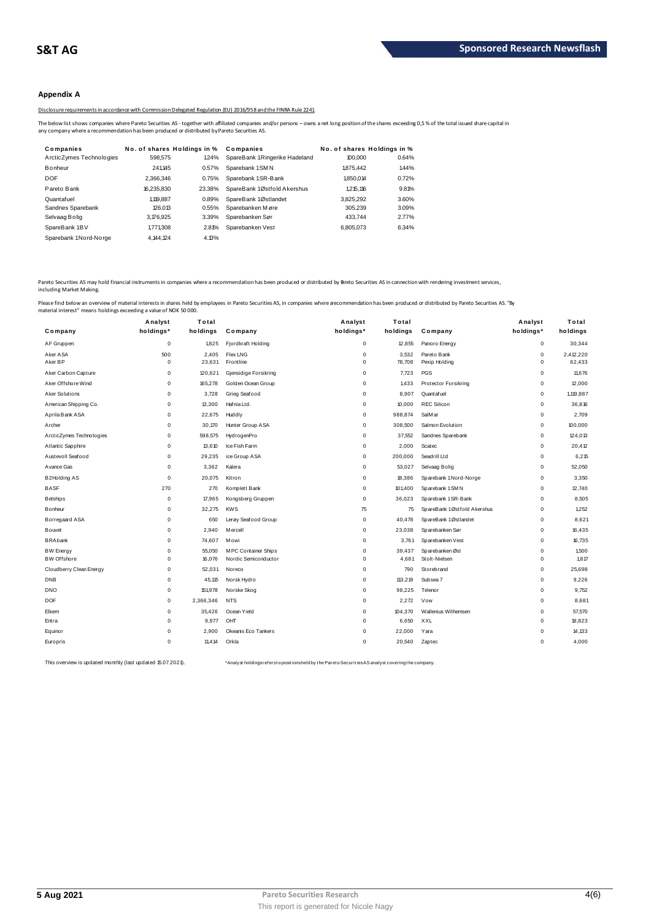### Appendix A

Disclosure requirements in accordance with Commission Delegated Regulation (EU) 2016/958 and the FINRA Rule 2241

The below list shows companies where Pareto Securities AS - together with affiliated companies and/or persons – owns a net long position of the shares exceeding 0,5 % of the total issued share capital in any company where a recommendation has been produced or distributed by Pareto Securities AS.

| Companies | No. of shares | Holdings in % | Companies | No. of shares | Holdings in % |
|---|---|---|---|---|---|
| ArcticZymes Technologies | 598,575 | 1.24% | SpareBank 1 Ringerike Hadeland | 100,000 | 0.64% |
| Bonheur | 241,145 | 0.57% | Sparebank 1 SMN | 1,875,442 | 1.44% |
| DOF | 2,366,346 | 0.75% | Sparebank 1 SR-Bank | 1,850,014 | 0.72% |
| Pareto Bank | 16,235,830 | 23.38% | SpareBank 1 Østfold Akershus | 1,215,116 | 9.81% |
| Quantafuel | 1,119,887 | 0.89% | SpareBank 1 Østlandet | 3,825,292 | 3.60% |
| Sandnes Sparebank | 126,013 | 0.55% | Sparebanken Møre | 305,239 | 3.09% |
| Selvaag Bolig | 3,176,925 | 3.39% | Sparebanken Sør | 433,744 | 2.77% |
| SpareBank 1 BV | 1,771,308 | 2.81% | Sparebanken Vest | 6,805,073 | 6.34% |
| Sparebank 1 Nord-Norge | 4,144,124 | 4.13% | | | |

Pareto Securities AS may hold financial instruments in companies where a recommendation has been produced or distributed by Pareto Securities AS in connection with rendering investment services, including Market Making.

Please find below an overview of material interests in shares held by employees in Pareto Securities AS, in companies where a recommendation has been produced or distributed by Pareto Securities AS. "By material interest" means holdings exceeding a value of NOK 50 000.

| Company | Analyst holdings* | Total holdings | Company | Analyst holdings* | Total holdings | Company | Analyst holdings* | Total holdings |
|---|---|---|---|---|---|---|---|---|
| AF Gruppen | 0 | 1,825 | Fjordkraft Holding | 0 | 12,855 | Panoro Energy | 0 | 30,344 |
| Aker ASA | 500 | 2,405 | Flex LNG | 0 | 3,532 | Pareto Bank | 0 | 2,412,220 |
| Aker BP | 0 | 23,631 | Frontline | 0 | 78,708 | Pexip Holding | 0 | 62,433 |
| Aker Carbon Capture | 0 | 120,621 | Gjensidige Forsikring | 0 | 7,723 | PGS | 0 | 11,676 |
| Aker Offshore Wind | 0 | 165,278 | Golden Ocean Group | 0 | 1,433 | Protector Forsikring | 0 | 12,000 |
| Aker Solutions | 0 | 3,728 | Grieg Seafood | 0 | 8,907 | Quantafuel | 0 | 1,119,887 |
| American Shipping Co. | 0 | 13,300 | Hafnia Ltd. | 0 | 10,000 | REC Silicon | 0 | 36,816 |
| Aprila Bank ASA | 0 | 22,675 | Huddly | 0 | 988,874 | SalMar | 0 | 2,709 |
| Archer | 0 | 30,170 | Hunter Group ASA | 0 | 308,500 | Salmon Evolution | 0 | 100,000 |
| ArcticZymes Technologies | 0 | 598,575 | HydrogenPro | 0 | 37,552 | Sandnes Sparebank | 0 | 124,013 |
| Atlantic Sapphire | 0 | 13,610 | Ice Fish Farm | 0 | 2,000 | Scatec | 0 | 20,412 |
| Austevoll Seafood | 0 | 29,235 | ice Group ASA | 0 | 200,000 | Seadrill Ltd | 0 | 6,215 |
| Avance Gas | 0 | 3,362 | Kalera | 0 | 53,027 | Selvaag Bolig | 0 | 52,050 |
| B2Holding AS | 0 | 20,075 | Kitron | 0 | 18,386 | Sparebank 1 Nord-Norge | 0 | 3,350 |
| BASF | 270 | 270 | Komplett Bank | 0 | 101,400 | Sparebank 1 SMN | 0 | 12,740 |
| Belships | 0 | 17,965 | Kongsberg Gruppen | 0 | 36,023 | Sparebank 1 SR-Bank | 0 | 8,505 |
| Bonheur | 0 | 32,275 | KWS | 75 | 75 | SpareBank 1 Østfold Akershus | 0 | 1,252 |
| Borregaard ASA | 0 | 650 | Lerøy Seafood Group | 0 | 40,478 | SpareBank 1 Østlandet | 0 | 8,621 |
| Bouvet | 0 | 2,940 | Mercell | 0 | 23,038 | Sparebanken Sør | 0 | 16,435 |
| BRAbank | 0 | 74,607 | Mowi | 0 | 3,761 | Sparebanken Vest | 0 | 16,735 |
| BW Energy | 0 | 55,050 | MPC Container Ships | 0 | 39,437 | Sparebanken Øst | 0 | 1,500 |
| BW Offshore | 0 | 16,076 | Nordic Semiconductor | 0 | 4,681 | Stolt-Nielsen | 0 | 1,817 |
| Cloudberry Clean Energy | 0 | 52,031 | Noreco | 0 | 790 | Storebrand | 0 | 25,698 |
| DNB | 0 | 45,115 | Norsk Hydro | 0 | 113,219 | Subsea 7 | 0 | 9,226 |
| DNO | 0 | 151,978 | Norske Skog | 0 | 98,225 | Telenor | 0 | 9,752 |
| DOF | 0 | 2,366,346 | NTS | 0 | 2,272 | Vow | 0 | 8,681 |
| Elkem | 0 | 35,426 | Ocean Yield | 0 | 104,370 | Wallenius Wilhemsen | 0 | 57,570 |
| Entra | 0 | 9,977 | OHT | 0 | 6,650 | XXL | 0 | 18,823 |
| Equinor | 0 | 2,900 | Okeanis Eco Tankers | 0 | 22,000 | Yara | 0 | 14,133 |
| Europris | 0 | 11,414 | Orkla | 0 | 20,540 | Zaptec | 0 | 4,000 |

This overview is updated monthly (last updated 15.07.2021).

*Analyst holdings refers to positions held by the Pareto Securities AS analyst covering the company.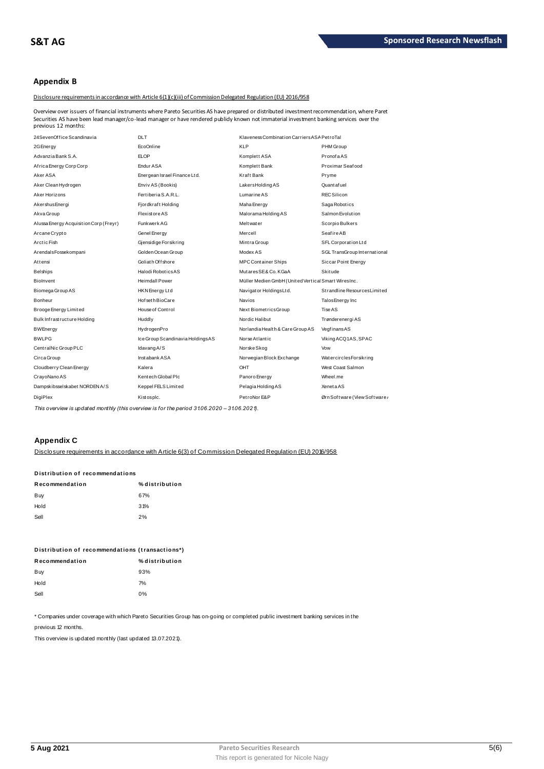## Appendix B

Disclosure requirements in accordance with Article 6(1)(c)(iii) of Commission Delegated Regulation (EU) 2016/958

Overview over issuers of financial instruments where Pareto Securities AS have prepared or distributed investment recommendation, where Paret Securities AS have been lead manager/co-lead manager or have rendered publicly known not immaterial investment banking services over the previous 12 months:

| | | | |
|---|---|---|---|
| 24SevenOffice Scandinavia | DLT | Klaveness Combination Carriers ASA | PetroTal |
| 2G Energy | EcoOnline | KLP | PHM Group |
| Advanzia Bank S.A. | ELOP | Komplett ASA | Pronofa AS |
| Africa Energy Corp Corp | Endur ASA | Komplett Bank | Proximar Seafood |
| Aker ASA | Energean Israel Finance Ltd. | Kraft Bank | Pryme |
| Aker Clean Hydrogen | Enviv AS (Bookis) | Lakers Holding AS | Quantafuel |
| Aker Horizons | Fertiberia S.A.R.L. | Lumarine AS | REC Silicon |
| Akershus Energi | Fjordkraft Holding | Maha Energy | Saga Robotics |
| Akva Group | Flexistore AS | Malorama Holding AS | Salmon Evolution |
| Alussa Energy Acquisition Corp (Freyr) | Funkwerk AG | Meltwater | Scorpio Bulkers |
| Arcane Crypto | Genel Energy | Mercell | Seafire AB |
| Arctic Fish | Gjensidige Forsikring | Mintra Group | SFL Corporation Ltd |
| Arendals Fossekompani | Golden Ocean Group | Modex AS | SGL TransGroup International |
| Attensi | Goliath Offshore | MPC Container Ships | Siccar Point Energy |
| Belships | Halodi Robotics AS | Mutares SE & Co. KGaA | Skitude |
| BioInvent | Heimdall Power | Müller Medien GmbH (United Vertical Smart Wires Inc. | |
| Biomega Group AS | HKN Energy Ltd | Navigator Holdings Ltd. | Strandline Resources Limited |
| Bonheur | Hofseth BioCare | Navios | Talos Energy Inc |
| Brooge Energy Limited | House of Control | Next Biometrics Group | Tise AS |
| Bulk Infrastructure Holding | Huddly | Nordic Halibut | Trønderenergi AS |
| BW Energy | HydrogenPro | Norlandia Health & Care Group AS | Vegfinans AS |
| BWLPG | Ice Group Scandinavia Holdings AS | Norse Atlantic | Viking ACQ1 AS, SPAC |
| CentralNic Group PLC | Idavang A/S | Norske Skog | Vow |
| Circa Group | Instabank ASA | Norwegian Block Exchange | Watercircles Forsikring |
| Cloudberry Clean Energy | Kalera | OHT | West Coast Salmon |
| CrayoNano AS | Kentech Global Plc | Panoro Energy | Wheel.me |
| Dampskibsselskabet NORDEN A/S | Keppel FELS Limited | Pelagia Holding AS | Xeneta AS |
| DigiPlex | Kistos plc. | PetroNor E&P | Ørn Software (View Software |

*This overview is updated monthly (this overview is for the period 31.06.2020 – 31.06.2021).*

## Appendix C

Disclosure requirements in accordance with Article 6(3) of Commission Delegated Regulation (EU) 2016/958

**Distribution of recommendations**

| Recommendation | % distribution |
|---|---|
| Buy | 67% |
| Hold | 31% |
| Sell | 2% |

**Distribution of recommendations (transactions*)**

| Recommendation | % distribution |
|---|---|
| Buy | 93% |
| Hold | 7% |
| Sell | 0% |

* Companies under coverage with which Pareto Securities Group has on-going or completed public investment banking services in the previous 12 months.

This overview is updated monthly (last updated 13.07.2021).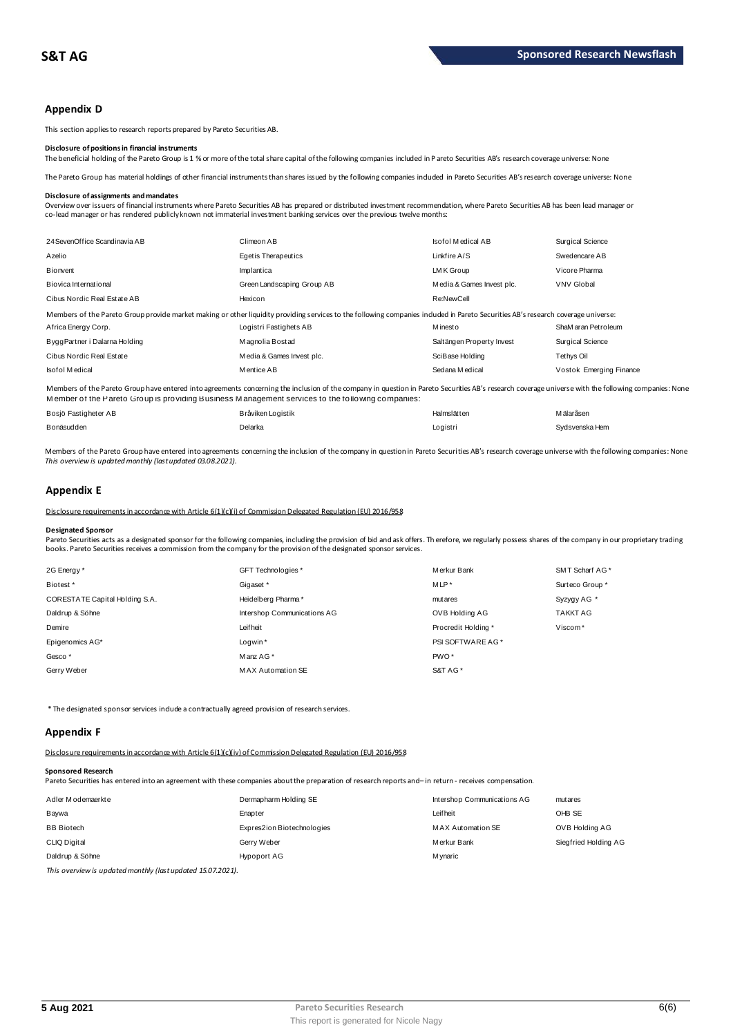## Appendix D

This section applies to research reports prepared by Pareto Securities AB.

**Disclosure of positions in financial instruments**

The beneficial holding of the Pareto Group is 1 % or more of the total share capital of the following companies included in Pareto Securities AB's research coverage universe: None

The Pareto Group has material holdings of other financial instruments than shares issued by the following companies included in Pareto Securities AB's research coverage universe: None

**Disclosure of assignments and mandates**

Overview over issuers of financial instruments where Pareto Securities AB has prepared or distributed investment recommendation, where Pareto Securities AB has been lead manager or co-lead manager or has rendered publicly known not immaterial investment banking services over the previous twelve months:

| | | | |
|---|---|---|---|
| 24SevenOffice Scandinavia AB | Climeon AB | Isofol Medical AB | Surgical Science |
| Azelio | Egetis Therapeutics | Linkfire A/S | Swedencare AB |
| Bionvent | Implantica | LMK Group | Vicore Pharma |
| Biovica International | Green Landscaping Group AB | Media & Games Invest plc. | VNV Global |
| Cibus Nordic Real Estate AB | Hexicon | Re:NewCell | |

Members of the Pareto Group provide market making or other liquidity providing services to the following companies included in Pareto Securities AB's research coverage universe:

| | | | |
|---|---|---|---|
| Africa Energy Corp. | Logistri Fastighets AB | Minesto | ShaMaran Petroleum |
| ByggPartner i Dalarna Holding | Magnolia Bostad | Saltängen Property Invest | Surgical Science |
| Cibus Nordic Real Estate | Media & Games Invest plc. | SciBase Holding | Tethys Oil |
| Isofol Medical | Mentice AB | Sedana Medical | Vostok Emerging Finance |

Members of the Pareto Group have entered into agreements concerning the inclusion of the company in question in Pareto Securities AB's research coverage universe with the following companies: None

Member of the Pareto Group is providing Business Management services to the following companies:

| | | | |
|---|---|---|---|
| Bosjö Fastigheter AB | Bråviken Logistik | Halmslätten | Mälaråsen |
| Bonäsudden | Delarka | Logistri | Sydsvenska Hem |

Members of the Pareto Group have entered into agreements concerning the inclusion of the company in question in Pareto Securities AB's research coverage universe with the following companies: None

*This overview is updated monthly (last updated 03.08.2021).*

## Appendix E

Disclosure requirements in accordance with Article 6(1)(c)(i) of Commission Delegated Regulation (EU) 2016/958

**Designated Sponsor**

Pareto Securities acts as a designated sponsor for the following companies, including the provision of bid and ask offers. Therefore, we regularly possess shares of the company in our proprietary trading books. Pareto Securities receives a commission from the company for the provision of the designated sponsor services.

| | | | |
|---|---|---|---|
| 2G Energy * | GFT Technologies * | Merkur Bank | SMT Scharf AG * |
| Biotest * | Gigaset * | MLP * | Surteco Group * |
| CORESTATE Capital Holding S.A. | Heidelberg Pharma * | mutares | Syzygy AG * |
| Daldrup & Söhne | Intershop Communications AG | OVB Holding AG | TAKKT AG |
| Demire | Leifheit | Procredit Holding * | Viscom * |
| Epigenomics AG* | Logwin * | PSI SOFTWARE AG * | |
| Gesco * | Manz AG * | PWO * | |
| Gerry Weber | MAX Automation SE | S&T AG * | |

\* The designated sponsor services include a contractually agreed provision of research services.

## Appendix F

Disclosure requirements in accordance with Article 6(1)(c)(iv) of Commission Delegated Regulation (EU) 2016/958

**Sponsored Research**

Pareto Securities has entered into an agreement with these companies about the preparation of research reports and– in return - receives compensation.

| | | | |
|---|---|---|---|
| Adler Modemaerkte | Dermapharm Holding SE | Intershop Communications AG | mutares |
| Baywa | Enapter | Leifheit | OHB SE |
| BB Biotech | Expres2ion Biotechnologies | MAX Automation SE | OVB Holding AG |
| CLIQ Digital | Gerry Weber | Merkur Bank | Siegfried Holding AG |
| Daldrup & Söhne | Hypoport AG | Mynaric | |

*This overview is updated monthly (last updated 15.07.2021).*